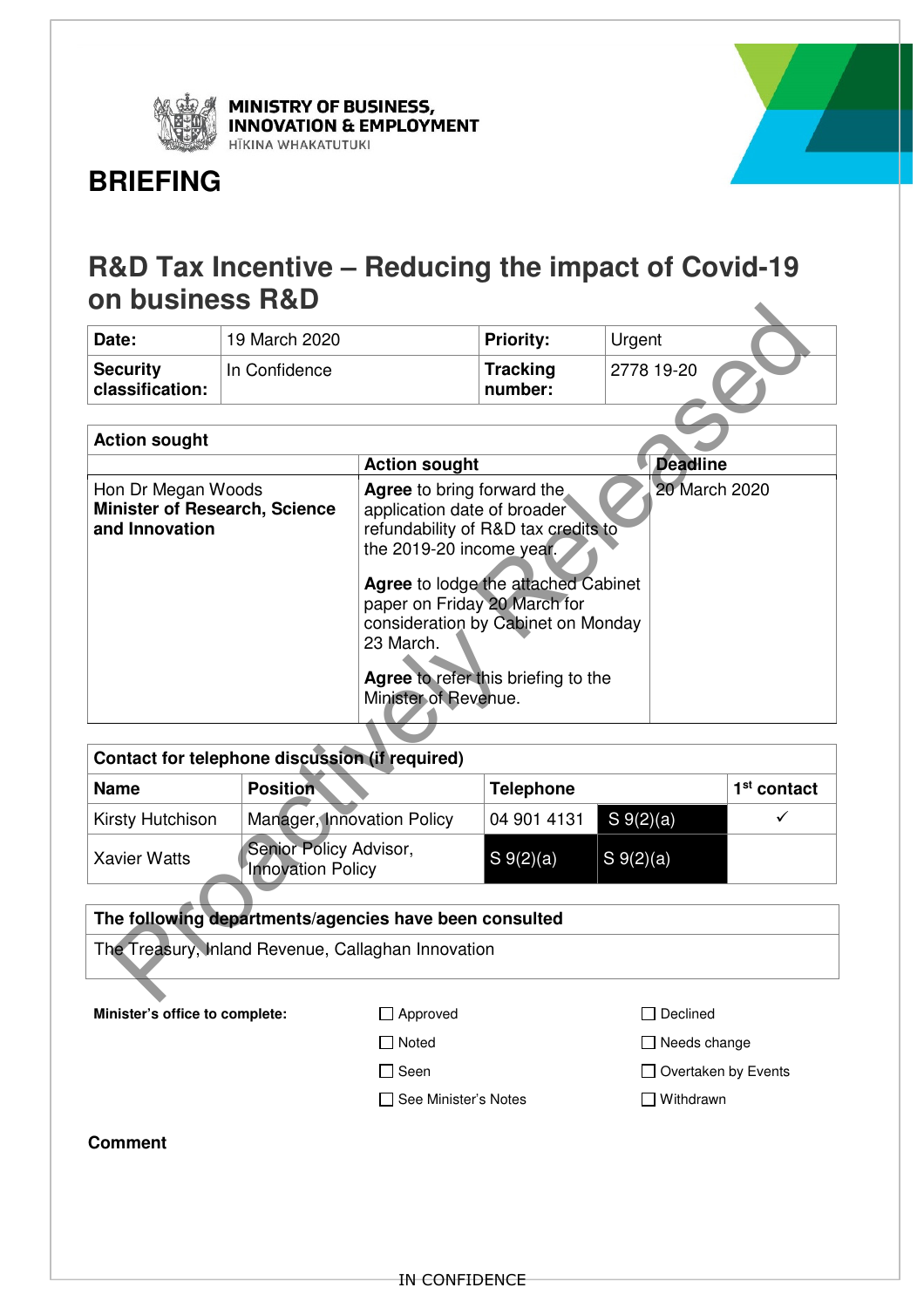MINISTRY OF BUSINESS, INNOVATION & EMPLOYMENT
HĪKINA WHAKATUTUKI

# BRIEFING

## R&D Tax Incentive – Reducing the impact of Covid-19 on business R&D

| Date: | 19 March 2020 | Priority: | Urgent |
|---|---|---|---|
| Security classification: | In Confidence | Tracking number: | 2778 19-20 |

| Action sought | | |
|---|---|---|
| | **Action sought** | **Deadline** |
| Hon Dr Megan Woods<br>**Minister of Research, Science and Innovation** | **Agree** to bring forward the application date of broader refundability of R&D tax credits to the 2019-20 income year.<br><br>**Agree** to lodge the attached Cabinet paper on Friday 20 March for consideration by Cabinet on Monday 23 March.<br><br>**Agree** to refer this briefing to the Minister of Revenue. | 20 March 2020 |

| Contact for telephone discussion (if required) | | | | |
|---|---|---|---|---|
| **Name** | **Position** | **Telephone** | | **1st contact** |
| Kirsty Hutchison | Manager, Innovation Policy | 04 901 4131 | S 9(2)(a) | ✓ |
| Xavier Watts | Senior Policy Advisor, Innovation Policy | S 9(2)(a) | S 9(2)(a) | |

| The following departments/agencies have been consulted |
|---|
| The Treasury, Inland Revenue, Callaghan Innovation |

**Minister's office to complete:**

| | | |
|---|---|---|
| | ☐ Approved | ☐ Declined |
| | ☐ Noted | ☐ Needs change |
| | ☐ Seen | ☐ Overtaken by Events |
| | ☐ See Minister's Notes | ☐ Withdrawn |

**Comment**

IN CONFIDENCE

Proactively Released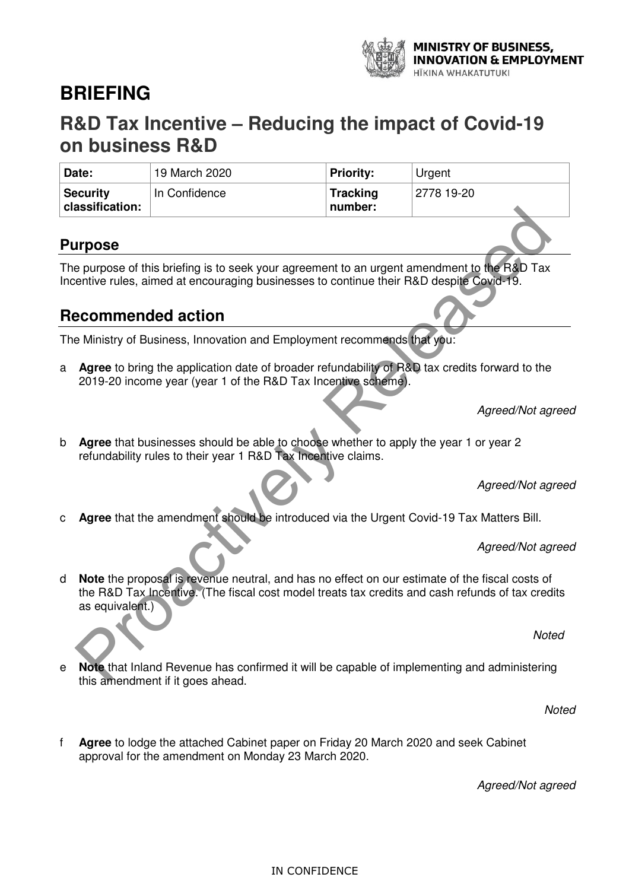# BRIEFING

## R&D Tax Incentive – Reducing the impact of Covid-19 on business R&D

| Date: | 19 March 2020 | Priority: | Urgent |
|---|---|---|---|
| Security classification: | In Confidence | Tracking number: | 2778 19-20 |

## Purpose

The purpose of this briefing is to seek your agreement to an urgent amendment to the R&D Tax Incentive rules, aimed at encouraging businesses to continue their R&D despite Covid-19.

## Recommended action

The Ministry of Business, Innovation and Employment recommends that you:

a **Agree** to bring the application date of broader refundability of R&D tax credits forward to the 2019-20 income year (year 1 of the R&D Tax Incentive scheme).

*Agreed/Not agreed*

b **Agree** that businesses should be able to choose whether to apply the year 1 or year 2 refundability rules to their year 1 R&D Tax Incentive claims.

*Agreed/Not agreed*

c **Agree** that the amendment should be introduced via the Urgent Covid-19 Tax Matters Bill.

*Agreed/Not agreed*

d **Note** the proposal is revenue neutral, and has no effect on our estimate of the fiscal costs of the R&D Tax Incentive. (The fiscal cost model treats tax credits and cash refunds of tax credits as equivalent.)

*Noted*

e **Note** that Inland Revenue has confirmed it will be capable of implementing and administering this amendment if it goes ahead.

*Noted*

f **Agree** to lodge the attached Cabinet paper on Friday 20 March 2020 and seek Cabinet approval for the amendment on Monday 23 March 2020.

*Agreed/Not agreed*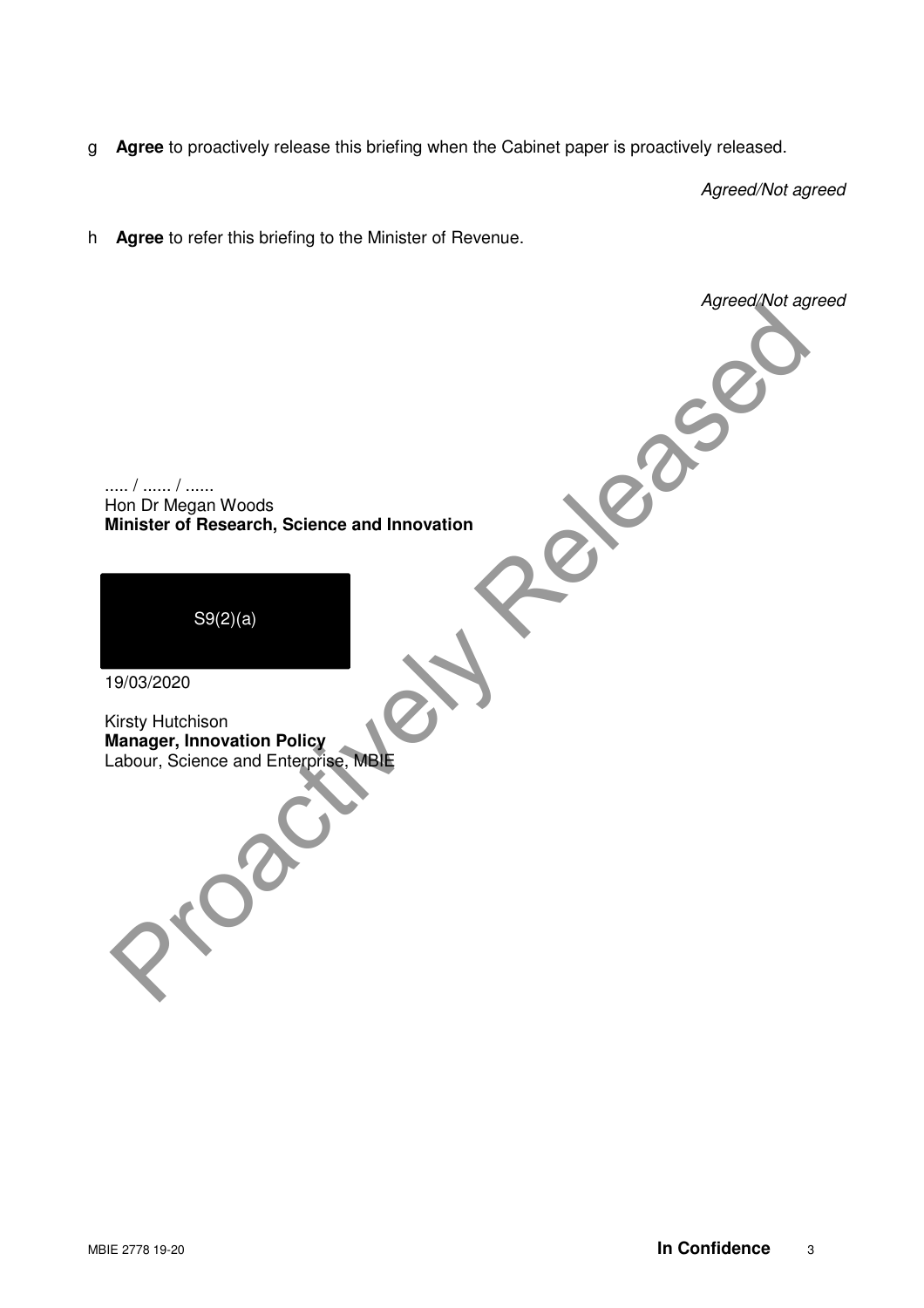g **Agree** to proactively release this briefing when the Cabinet paper is proactively released.

*Agreed/Not agreed*

h **Agree** to refer this briefing to the Minister of Revenue.

*Agreed/Not agreed*

..... / ...... / ......
Hon Dr Megan Woods
**Minister of Research, Science and Innovation**

S9(2)(a)

19/03/2020

Kirsty Hutchison
**Manager, Innovation Policy**
Labour, Science and Enterprise, MBIE

Proactively Released

MBIE 2778 19-20 **In Confidence**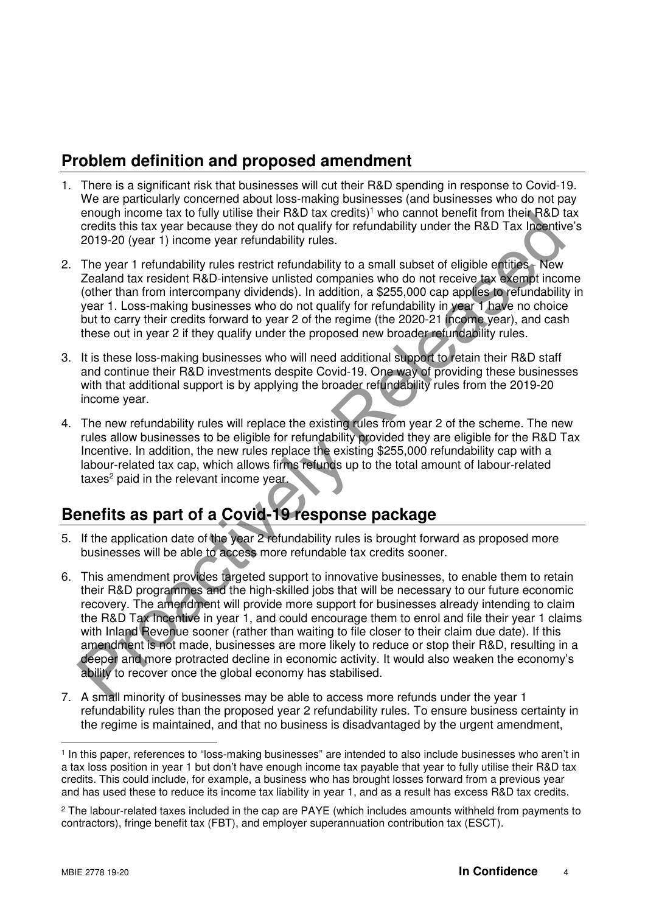## Problem definition and proposed amendment

1. There is a significant risk that businesses will cut their R&D spending in response to Covid-19. We are particularly concerned about loss-making businesses (and businesses who do not pay enough income tax to fully utilise their R&D tax credits)[1] who cannot benefit from their R&D tax credits this tax year because they do not qualify for refundability under the R&D Tax Incentive's 2019-20 (year 1) income year refundability rules.

2. The year 1 refundability rules restrict refundability to a small subset of eligible entities - New Zealand tax resident R&D-intensive unlisted companies who do not receive tax exempt income (other than from intercompany dividends). In addition, a $255,000 cap applies to refundability in year 1. Loss-making businesses who do not qualify for refundability in year 1 have no choice but to carry their credits forward to year 2 of the regime (the 2020-21 income year), and cash these out in year 2 if they qualify under the proposed new broader refundability rules.

3. It is these loss-making businesses who will need additional support to retain their R&D staff and continue their R&D investments despite Covid-19. One way of providing these businesses with that additional support is by applying the broader refundability rules from the 2019-20 income year.

4. The new refundability rules will replace the existing rules from year 2 of the scheme. The new rules allow businesses to be eligible for refundability provided they are eligible for the R&D Tax Incentive. In addition, the new rules replace the existing $255,000 refundability cap with a labour-related tax cap, which allows firms refunds up to the total amount of labour-related taxes[2] paid in the relevant income year.

## Benefits as part of a Covid-19 response package

5. If the application date of the year 2 refundability rules is brought forward as proposed more businesses will be able to access more refundable tax credits sooner.

6. This amendment provides targeted support to innovative businesses, to enable them to retain their R&D programmes and the high-skilled jobs that will be necessary to our future economic recovery. The amendment will provide more support for businesses already intending to claim the R&D Tax Incentive in year 1, and could encourage them to enrol and file their year 1 claims with Inland Revenue sooner (rather than waiting to file closer to their claim due date). If this amendment is not made, businesses are more likely to reduce or stop their R&D, resulting in a deeper and more protracted decline in economic activity. It would also weaken the economy's ability to recover once the global economy has stabilised.

7. A small minority of businesses may be able to access more refunds under the year 1 refundability rules than the proposed year 2 refundability rules. To ensure business certainty in the regime is maintained, and that no business is disadvantaged by the urgent amendment,

---

[1] In this paper, references to "loss-making businesses" are intended to also include businesses who aren't in a tax loss position in year 1 but don't have enough income tax payable that year to fully utilise their R&D tax credits. This could include, for example, a business who has brought losses forward from a previous year and has used these to reduce its income tax liability in year 1, and as a result has excess R&D tax credits.

[2] The labour-related taxes included in the cap are PAYE (which includes amounts withheld from payments to contractors), fringe benefit tax (FBT), and employer superannuation contribution tax (ESCT).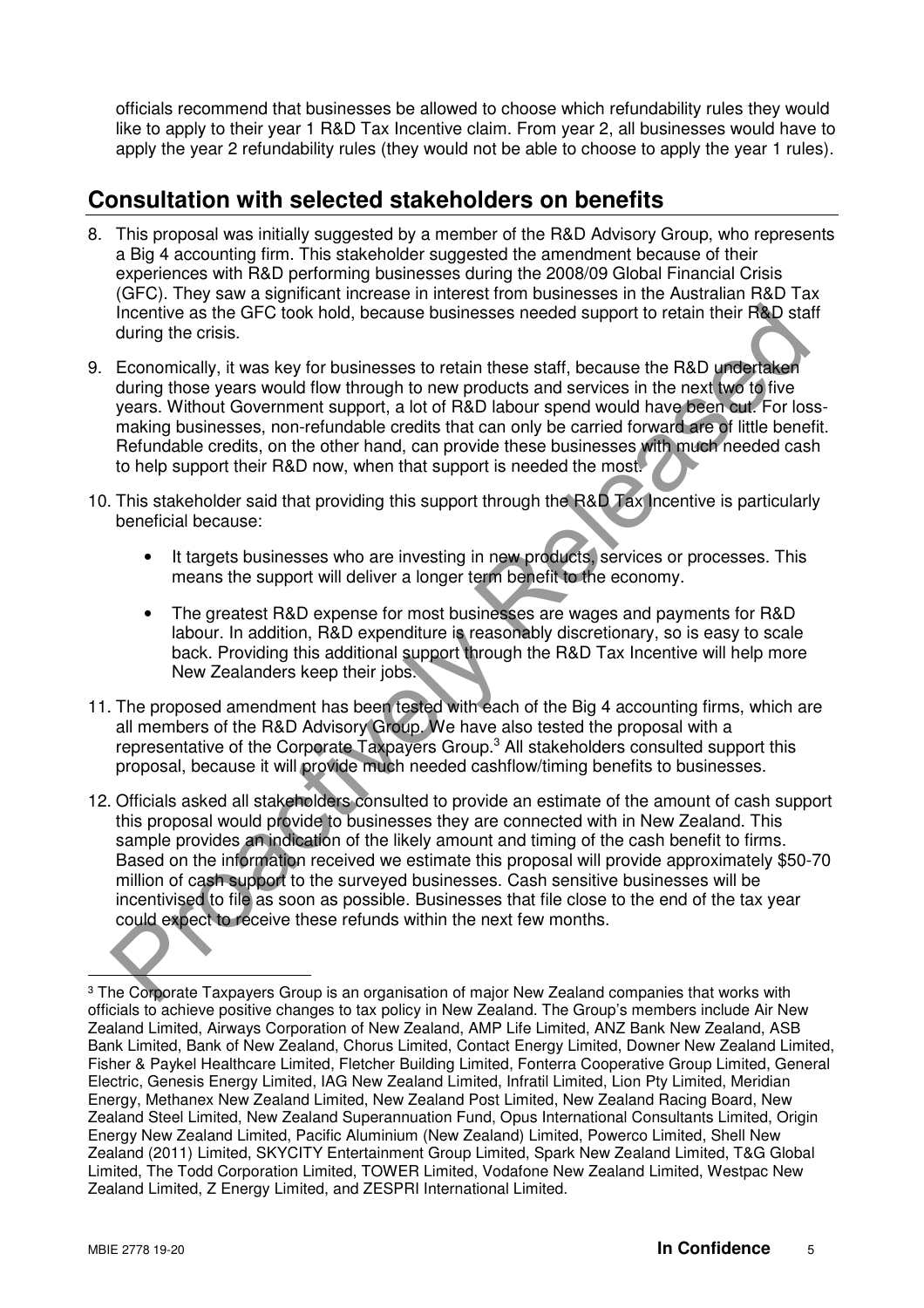officials recommend that businesses be allowed to choose which refundability rules they would like to apply to their year 1 R&D Tax Incentive claim. From year 2, all businesses would have to apply the year 2 refundability rules (they would not be able to choose to apply the year 1 rules).

## Consultation with selected stakeholders on benefits

8. This proposal was initially suggested by a member of the R&D Advisory Group, who represents a Big 4 accounting firm. This stakeholder suggested the amendment because of their experiences with R&D performing businesses during the 2008/09 Global Financial Crisis (GFC). They saw a significant increase in interest from businesses in the Australian R&D Tax Incentive as the GFC took hold, because businesses needed support to retain their R&D staff during the crisis.

9. Economically, it was key for businesses to retain these staff, because the R&D undertaken during those years would flow through to new products and services in the next two to five years. Without Government support, a lot of R&D labour spend would have been cut. For loss-making businesses, non-refundable credits that can only be carried forward are of little benefit. Refundable credits, on the other hand, can provide these businesses with much needed cash to help support their R&D now, when that support is needed the most.

10. This stakeholder said that providing this support through the R&D Tax Incentive is particularly beneficial because:

    - It targets businesses who are investing in new products, services or processes. This means the support will deliver a longer term benefit to the economy.

    - The greatest R&D expense for most businesses are wages and payments for R&D labour. In addition, R&D expenditure is reasonably discretionary, so is easy to scale back. Providing this additional support through the R&D Tax Incentive will help more New Zealanders keep their jobs.

11. The proposed amendment has been tested with each of the Big 4 accounting firms, which are all members of the R&D Advisory Group. We have also tested the proposal with a representative of the Corporate Taxpayers Group.[3] All stakeholders consulted support this proposal, because it will provide much needed cashflow/timing benefits to businesses.

12. Officials asked all stakeholders consulted to provide an estimate of the amount of cash support this proposal would provide to businesses they are connected with in New Zealand. This sample provides an indication of the likely amount and timing of the cash benefit to firms. Based on the information received we estimate this proposal will provide approximately $50-70 million of cash support to the surveyed businesses. Cash sensitive businesses will be incentivised to file as soon as possible. Businesses that file close to the end of the tax year could expect to receive these refunds within the next few months.

---

[3] The Corporate Taxpayers Group is an organisation of major New Zealand companies that works with officials to achieve positive changes to tax policy in New Zealand. The Group's members include Air New Zealand Limited, Airways Corporation of New Zealand, AMP Life Limited, ANZ Bank New Zealand, ASB Bank Limited, Bank of New Zealand, Chorus Limited, Contact Energy Limited, Downer New Zealand Limited, Fisher & Paykel Healthcare Limited, Fletcher Building Limited, Fonterra Cooperative Group Limited, General Electric, Genesis Energy Limited, IAG New Zealand Limited, Infratil Limited, Lion Pty Limited, Meridian Energy, Methanex New Zealand Limited, New Zealand Post Limited, New Zealand Racing Board, New Zealand Steel Limited, New Zealand Superannuation Fund, Opus International Consultants Limited, Origin Energy New Zealand Limited, Pacific Aluminium (New Zealand) Limited, Powerco Limited, Shell New Zealand (2011) Limited, SKYCITY Entertainment Group Limited, Spark New Zealand Limited, T&G Global Limited, The Todd Corporation Limited, TOWER Limited, Vodafone New Zealand Limited, Westpac New Zealand Limited, Z Energy Limited, and ZESPRI International Limited.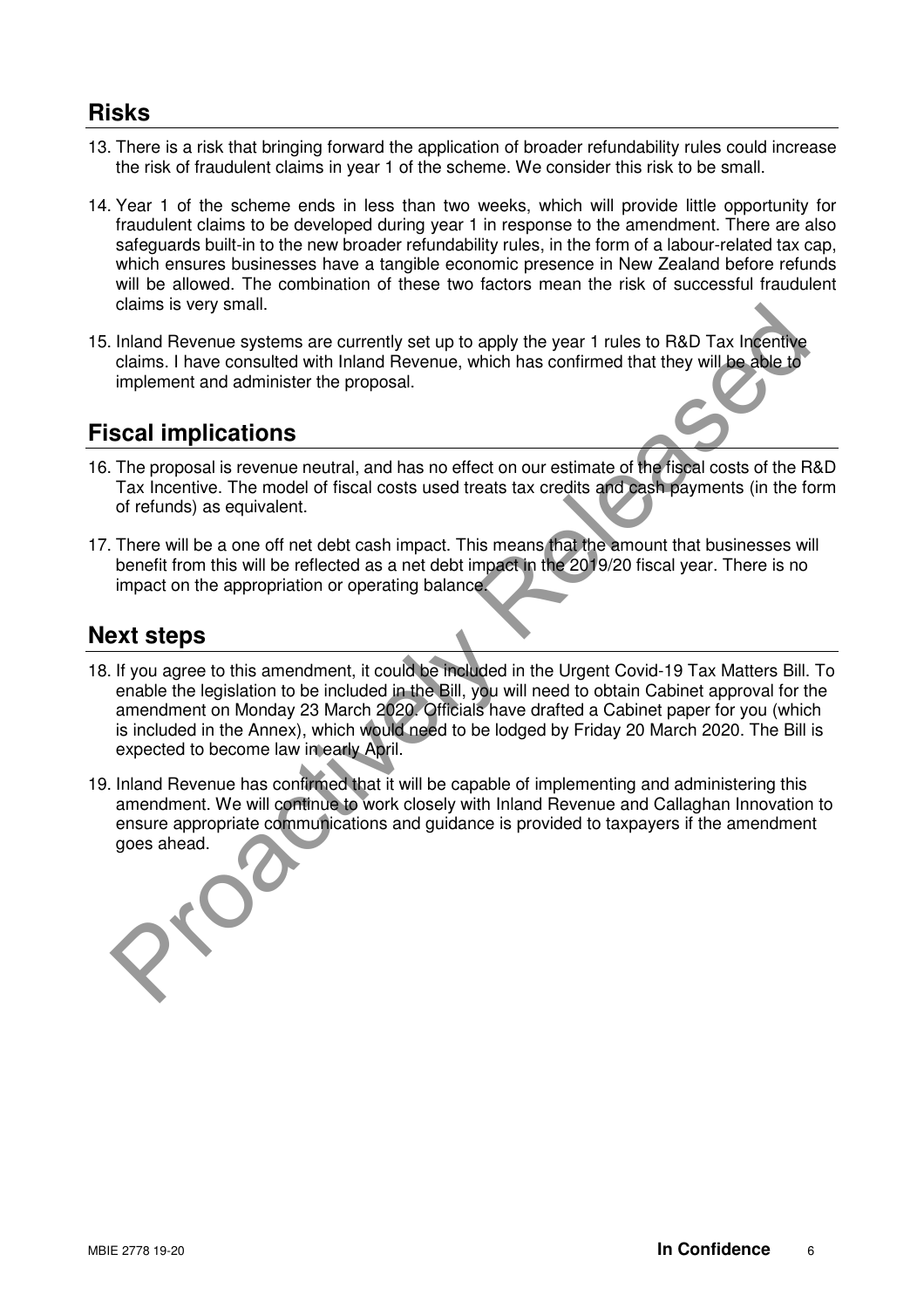## Risks

13. There is a risk that bringing forward the application of broader refundability rules could increase the risk of fraudulent claims in year 1 of the scheme. We consider this risk to be small.

14. Year 1 of the scheme ends in less than two weeks, which will provide little opportunity for fraudulent claims to be developed during year 1 in response to the amendment. There are also safeguards built-in to the new broader refundability rules, in the form of a labour-related tax cap, which ensures businesses have a tangible economic presence in New Zealand before refunds will be allowed. The combination of these two factors mean the risk of successful fraudulent claims is very small.

15. Inland Revenue systems are currently set up to apply the year 1 rules to R&D Tax Incentive claims. I have consulted with Inland Revenue, which has confirmed that they will be able to implement and administer the proposal.

## Fiscal implications

16. The proposal is revenue neutral, and has no effect on our estimate of the fiscal costs of the R&D Tax Incentive. The model of fiscal costs used treats tax credits and cash payments (in the form of refunds) as equivalent.

17. There will be a one off net debt cash impact. This means that the amount that businesses will benefit from this will be reflected as a net debt impact in the 2019/20 fiscal year. There is no impact on the appropriation or operating balance.

## Next steps

18. If you agree to this amendment, it could be included in the Urgent Covid-19 Tax Matters Bill. To enable the legislation to be included in the Bill, you will need to obtain Cabinet approval for the amendment on Monday 23 March 2020. Officials have drafted a Cabinet paper for you (which is included in the Annex), which would need to be lodged by Friday 20 March 2020. The Bill is expected to become law in early April.

19. Inland Revenue has confirmed that it will be capable of implementing and administering this amendment. We will continue to work closely with Inland Revenue and Callaghan Innovation to ensure appropriate communications and guidance is provided to taxpayers if the amendment goes ahead.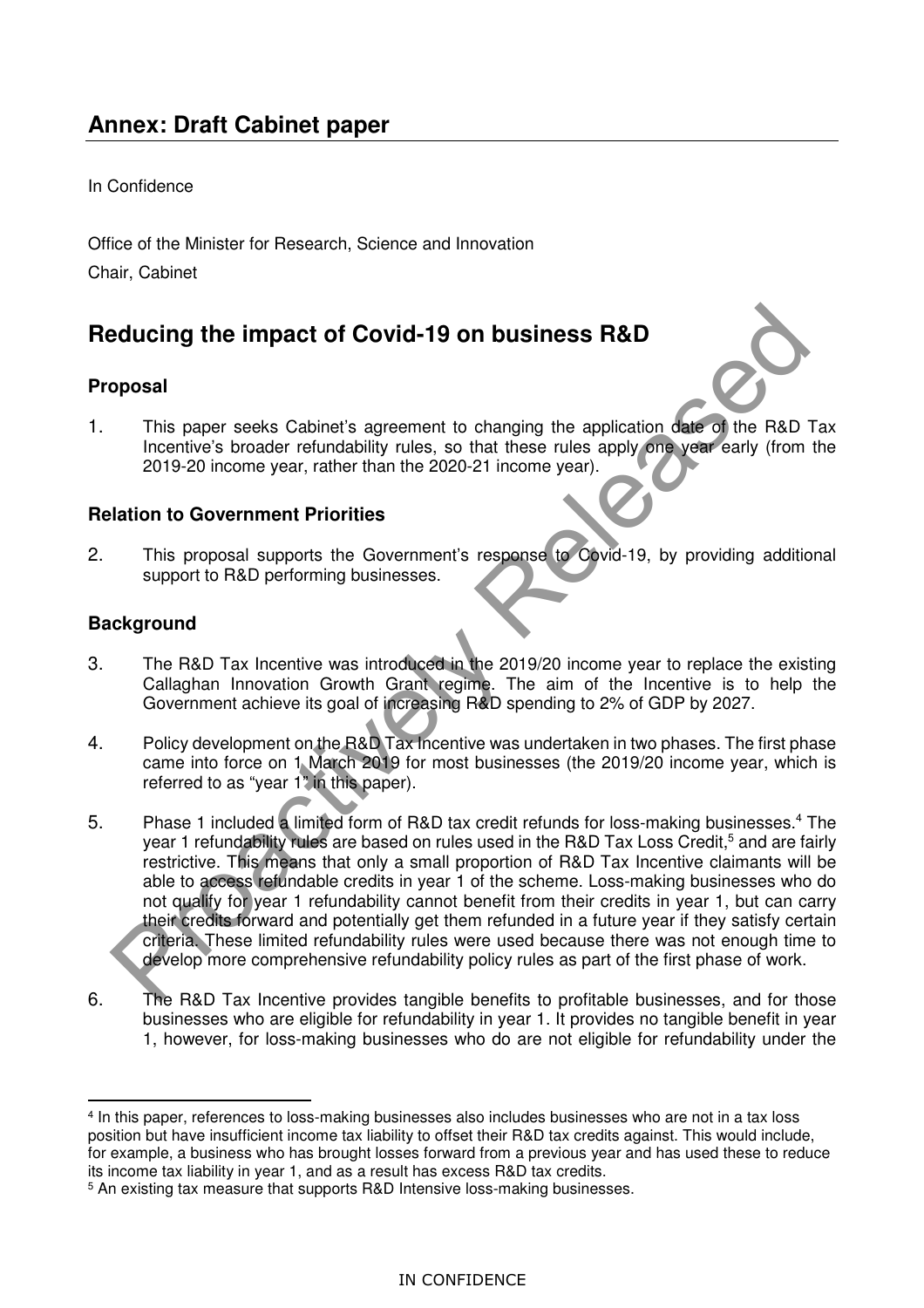## Annex: Draft Cabinet paper

In Confidence

Office of the Minister for Research, Science and Innovation

Chair, Cabinet

# Reducing the impact of Covid-19 on business R&D

### Proposal

1. This paper seeks Cabinet's agreement to changing the application date of the R&D Tax Incentive's broader refundability rules, so that these rules apply one year early (from the 2019-20 income year, rather than the 2020-21 income year).

### Relation to Government Priorities

2. This proposal supports the Government's response to Covid-19, by providing additional support to R&D performing businesses.

### Background

3. The R&D Tax Incentive was introduced in the 2019/20 income year to replace the existing Callaghan Innovation Growth Grant regime. The aim of the Incentive is to help the Government achieve its goal of increasing R&D spending to 2% of GDP by 2027.

4. Policy development on the R&D Tax Incentive was undertaken in two phases. The first phase came into force on 1 March 2019 for most businesses (the 2019/20 income year, which is referred to as "year 1" in this paper).

5. Phase 1 included a limited form of R&D tax credit refunds for loss-making businesses.[4] The year 1 refundability rules are based on rules used in the R&D Tax Loss Credit,[5] and are fairly restrictive. This means that only a small proportion of R&D Tax Incentive claimants will be able to access refundable credits in year 1 of the scheme. Loss-making businesses who do not qualify for year 1 refundability cannot benefit from their credits in year 1, but can carry their credits forward and potentially get them refunded in a future year if they satisfy certain criteria. These limited refundability rules were used because there was not enough time to develop more comprehensive refundability policy rules as part of the first phase of work.

6. The R&D Tax Incentive provides tangible benefits to profitable businesses, and for those businesses who are eligible for refundability in year 1. It provides no tangible benefit in year 1, however, for loss-making businesses who do are not eligible for refundability under the

---

[4] In this paper, references to loss-making businesses also includes businesses who are not in a tax loss position but have insufficient income tax liability to offset their R&D tax credits against. This would include, for example, a business who has brought losses forward from a previous year and has used these to reduce its income tax liability in year 1, and as a result has excess R&D tax credits.

[5] An existing tax measure that supports R&D Intensive loss-making businesses.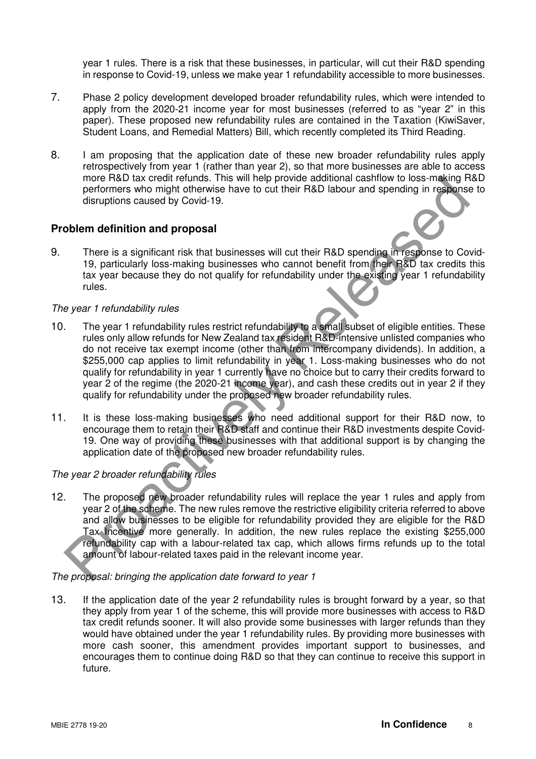year 1 rules. There is a risk that these businesses, in particular, will cut their R&D spending in response to Covid-19, unless we make year 1 refundability accessible to more businesses.

7. Phase 2 policy development developed broader refundability rules, which were intended to apply from the 2020-21 income year for most businesses (referred to as "year 2" in this paper). These proposed new refundability rules are contained in the Taxation (KiwiSaver, Student Loans, and Remedial Matters) Bill, which recently completed its Third Reading.

8. I am proposing that the application date of these new broader refundability rules apply retrospectively from year 1 (rather than year 2), so that more businesses are able to access more R&D tax credit refunds. This will help provide additional cashflow to loss-making R&D performers who might otherwise have to cut their R&D labour and spending in response to disruptions caused by Covid-19.

## Problem definition and proposal

9. There is a significant risk that businesses will cut their R&D spending in response to Covid-19, particularly loss-making businesses who cannot benefit from their R&D tax credits this tax year because they do not qualify for refundability under the existing year 1 refundability rules.

*The year 1 refundability rules*

10. The year 1 refundability rules restrict refundability to a small subset of eligible entities. These rules only allow refunds for New Zealand tax resident R&D-intensive unlisted companies who do not receive tax exempt income (other than from intercompany dividends). In addition, a $255,000 cap applies to limit refundability in year 1. Loss-making businesses who do not qualify for refundability in year 1 currently have no choice but to carry their credits forward to year 2 of the regime (the 2020-21 income year), and cash these credits out in year 2 if they qualify for refundability under the proposed new broader refundability rules.

11. It is these loss-making businesses who need additional support for their R&D now, to encourage them to retain their R&D staff and continue their R&D investments despite Covid-19. One way of providing these businesses with that additional support is by changing the application date of the proposed new broader refundability rules.

*The year 2 broader refundability rules*

12. The proposed new broader refundability rules will replace the year 1 rules and apply from year 2 of the scheme. The new rules remove the restrictive eligibility criteria referred to above and allow businesses to be eligible for refundability provided they are eligible for the R&D Tax Incentive more generally. In addition, the new rules replace the existing $255,000 refundability cap with a labour-related tax cap, which allows firms refunds up to the total amount of labour-related taxes paid in the relevant income year.

*The proposal: bringing the application date forward to year 1*

13. If the application date of the year 2 refundability rules is brought forward by a year, so that they apply from year 1 of the scheme, this will provide more businesses with access to R&D tax credit refunds sooner. It will also provide some businesses with larger refunds than they would have obtained under the year 1 refundability rules. By providing more businesses with more cash sooner, this amendment provides important support to businesses, and encourages them to continue doing R&D so that they can continue to receive this support in future.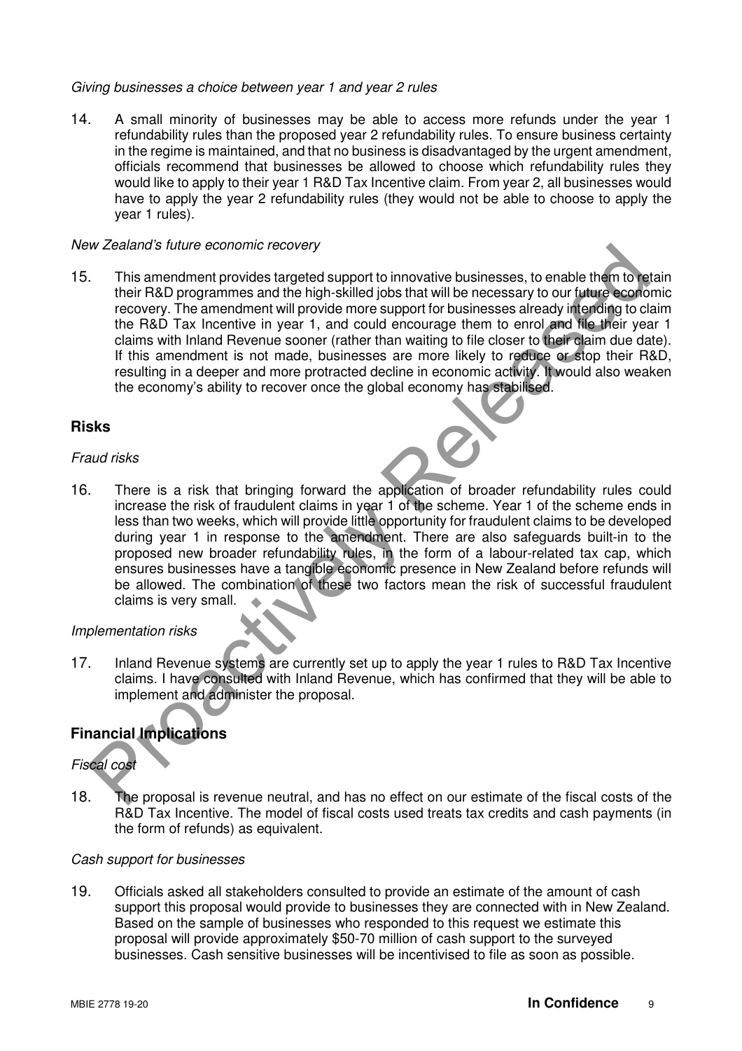*Giving businesses a choice between year 1 and year 2 rules*

14. A small minority of businesses may be able to access more refunds under the year 1 refundability rules than the proposed year 2 refundability rules. To ensure business certainty in the regime is maintained, and that no business is disadvantaged by the urgent amendment, officials recommend that businesses be allowed to choose which refundability rules they would like to apply to their year 1 R&D Tax Incentive claim. From year 2, all businesses would have to apply the year 2 refundability rules (they would not be able to choose to apply the year 1 rules).

*New Zealand's future economic recovery*

15. This amendment provides targeted support to innovative businesses, to enable them to retain their R&D programmes and the high-skilled jobs that will be necessary to our future economic recovery. The amendment will provide more support for businesses already intending to claim the R&D Tax Incentive in year 1, and could encourage them to enrol and file their year 1 claims with Inland Revenue sooner (rather than waiting to file closer to their claim due date). If this amendment is not made, businesses are more likely to reduce or stop their R&D, resulting in a deeper and more protracted decline in economic activity. It would also weaken the economy's ability to recover once the global economy has stabilised.

## Risks

*Fraud risks*

16. There is a risk that bringing forward the application of broader refundability rules could increase the risk of fraudulent claims in year 1 of the scheme. Year 1 of the scheme ends in less than two weeks, which will provide little opportunity for fraudulent claims to be developed during year 1 in response to the amendment. There are also safeguards built-in to the proposed new broader refundability rules, in the form of a labour-related tax cap, which ensures businesses have a tangible economic presence in New Zealand before refunds will be allowed. The combination of these two factors mean the risk of successful fraudulent claims is very small.

*Implementation risks*

17. Inland Revenue systems are currently set up to apply the year 1 rules to R&D Tax Incentive claims. I have consulted with Inland Revenue, which has confirmed that they will be able to implement and administer the proposal.

## Financial Implications

*Fiscal cost*

18. The proposal is revenue neutral, and has no effect on our estimate of the fiscal costs of the R&D Tax Incentive. The model of fiscal costs used treats tax credits and cash payments (in the form of refunds) as equivalent.

*Cash support for businesses*

19. Officials asked all stakeholders consulted to provide an estimate of the amount of cash support this proposal would provide to businesses they are connected with in New Zealand. Based on the sample of businesses who responded to this request we estimate this proposal will provide approximately $50-70 million of cash support to the surveyed businesses. Cash sensitive businesses will be incentivised to file as soon as possible.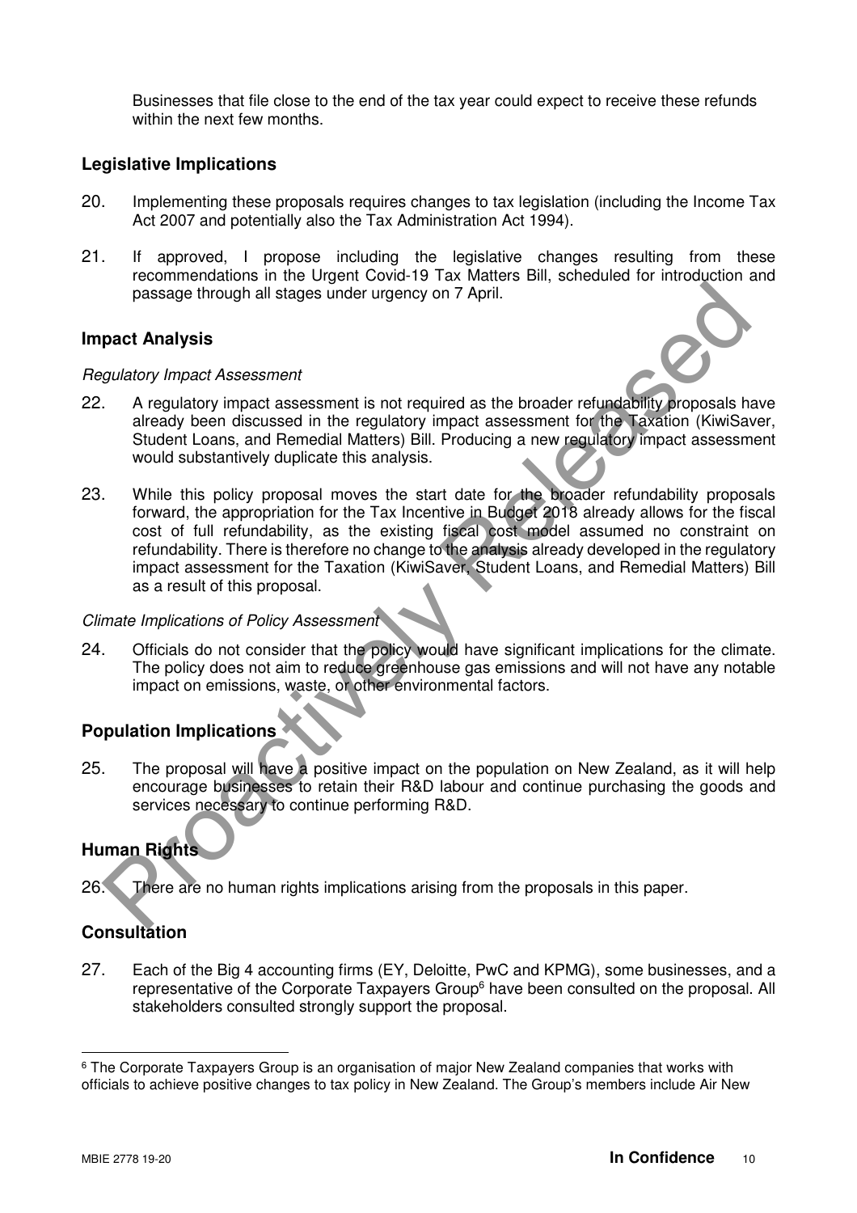Businesses that file close to the end of the tax year could expect to receive these refunds within the next few months.

## Legislative Implications

20. Implementing these proposals requires changes to tax legislation (including the Income Tax Act 2007 and potentially also the Tax Administration Act 1994).

21. If approved, I propose including the legislative changes resulting from these recommendations in the Urgent Covid-19 Tax Matters Bill, scheduled for introduction and passage through all stages under urgency on 7 April.

## Impact Analysis

*Regulatory Impact Assessment*

22. A regulatory impact assessment is not required as the broader refundability proposals have already been discussed in the regulatory impact assessment for the Taxation (KiwiSaver, Student Loans, and Remedial Matters) Bill. Producing a new regulatory impact assessment would substantively duplicate this analysis.

23. While this policy proposal moves the start date for the broader refundability proposals forward, the appropriation for the Tax Incentive in Budget 2018 already allows for the fiscal cost of full refundability, as the existing fiscal cost model assumed no constraint on refundability. There is therefore no change to the analysis already developed in the regulatory impact assessment for the Taxation (KiwiSaver, Student Loans, and Remedial Matters) Bill as a result of this proposal.

*Climate Implications of Policy Assessment*

24. Officials do not consider that the policy would have significant implications for the climate. The policy does not aim to reduce greenhouse gas emissions and will not have any notable impact on emissions, waste, or other environmental factors.

## Population Implications

25. The proposal will have a positive impact on the population on New Zealand, as it will help encourage businesses to retain their R&D labour and continue purchasing the goods and services necessary to continue performing R&D.

## Human Rights

26. There are no human rights implications arising from the proposals in this paper.

## Consultation

27. Each of the Big 4 accounting firms (EY, Deloitte, PwC and KPMG), some businesses, and a representative of the Corporate Taxpayers Group[6] have been consulted on the proposal. All stakeholders consulted strongly support the proposal.

---

[6] The Corporate Taxpayers Group is an organisation of major New Zealand companies that works with officials to achieve positive changes to tax policy in New Zealand. The Group's members include Air New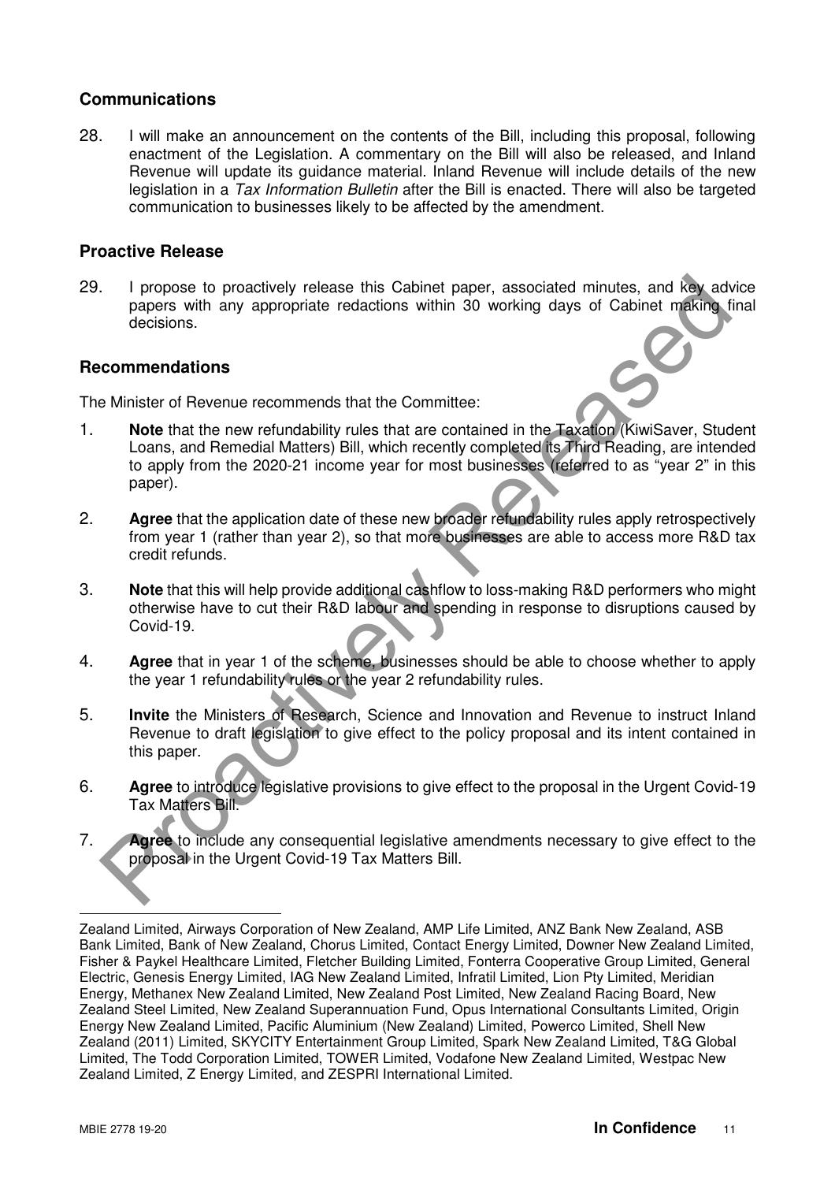## Communications

28. I will make an announcement on the contents of the Bill, including this proposal, following enactment of the Legislation. A commentary on the Bill will also be released, and Inland Revenue will update its guidance material. Inland Revenue will include details of the new legislation in a *Tax Information Bulletin* after the Bill is enacted. There will also be targeted communication to businesses likely to be affected by the amendment.

## Proactive Release

29. I propose to proactively release this Cabinet paper, associated minutes, and key advice papers with any appropriate redactions within 30 working days of Cabinet making final decisions.

## Recommendations

The Minister of Revenue recommends that the Committee:

1. **Note** that the new refundability rules that are contained in the Taxation (KiwiSaver, Student Loans, and Remedial Matters) Bill, which recently completed its Third Reading, are intended to apply from the 2020-21 income year for most businesses (referred to as "year 2" in this paper).

2. **Agree** that the application date of these new broader refundability rules apply retrospectively from year 1 (rather than year 2), so that more businesses are able to access more R&D tax credit refunds.

3. **Note** that this will help provide additional cashflow to loss-making R&D performers who might otherwise have to cut their R&D labour and spending in response to disruptions caused by Covid-19.

4. **Agree** that in year 1 of the scheme, businesses should be able to choose whether to apply the year 1 refundability rules or the year 2 refundability rules.

5. **Invite** the Ministers of Research, Science and Innovation and Revenue to instruct Inland Revenue to draft legislation to give effect to the policy proposal and its intent contained in this paper.

6. **Agree** to introduce legislative provisions to give effect to the proposal in the Urgent Covid-19 Tax Matters Bill.

7. **Agree** to include any consequential legislative amendments necessary to give effect to the proposal in the Urgent Covid-19 Tax Matters Bill.

---

Zealand Limited, Airways Corporation of New Zealand, AMP Life Limited, ANZ Bank New Zealand, ASB Bank Limited, Bank of New Zealand, Chorus Limited, Contact Energy Limited, Downer New Zealand Limited, Fisher & Paykel Healthcare Limited, Fletcher Building Limited, Fonterra Cooperative Group Limited, General Electric, Genesis Energy Limited, IAG New Zealand Limited, Infratil Limited, Lion Pty Limited, Meridian Energy, Methanex New Zealand Limited, New Zealand Post Limited, New Zealand Racing Board, New Zealand Steel Limited, New Zealand Superannuation Fund, Opus International Consultants Limited, Origin Energy New Zealand Limited, Pacific Aluminium (New Zealand) Limited, Powerco Limited, Shell New Zealand (2011) Limited, SKYCITY Entertainment Group Limited, Spark New Zealand Limited, T&G Global Limited, The Todd Corporation Limited, TOWER Limited, Vodafone New Zealand Limited, Westpac New Zealand Limited, Z Energy Limited, and ZESPRI International Limited.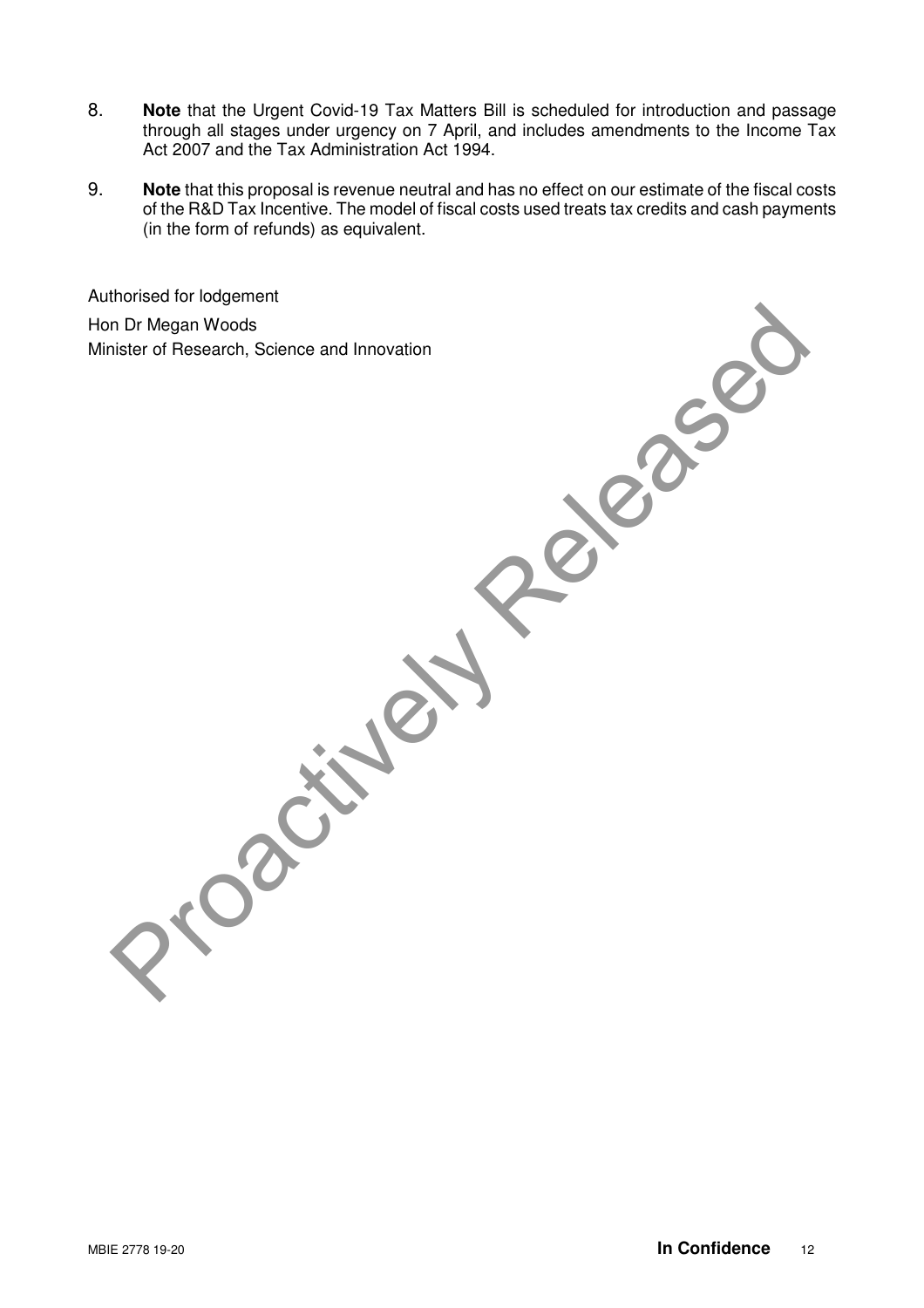8. **Note** that the Urgent Covid-19 Tax Matters Bill is scheduled for introduction and passage through all stages under urgency on 7 April, and includes amendments to the Income Tax Act 2007 and the Tax Administration Act 1994.

9. **Note** that this proposal is revenue neutral and has no effect on our estimate of the fiscal costs of the R&D Tax Incentive. The model of fiscal costs used treats tax credits and cash payments (in the form of refunds) as equivalent.

Authorised for lodgement

Hon Dr Megan Woods

Minister of Research, Science and Innovation